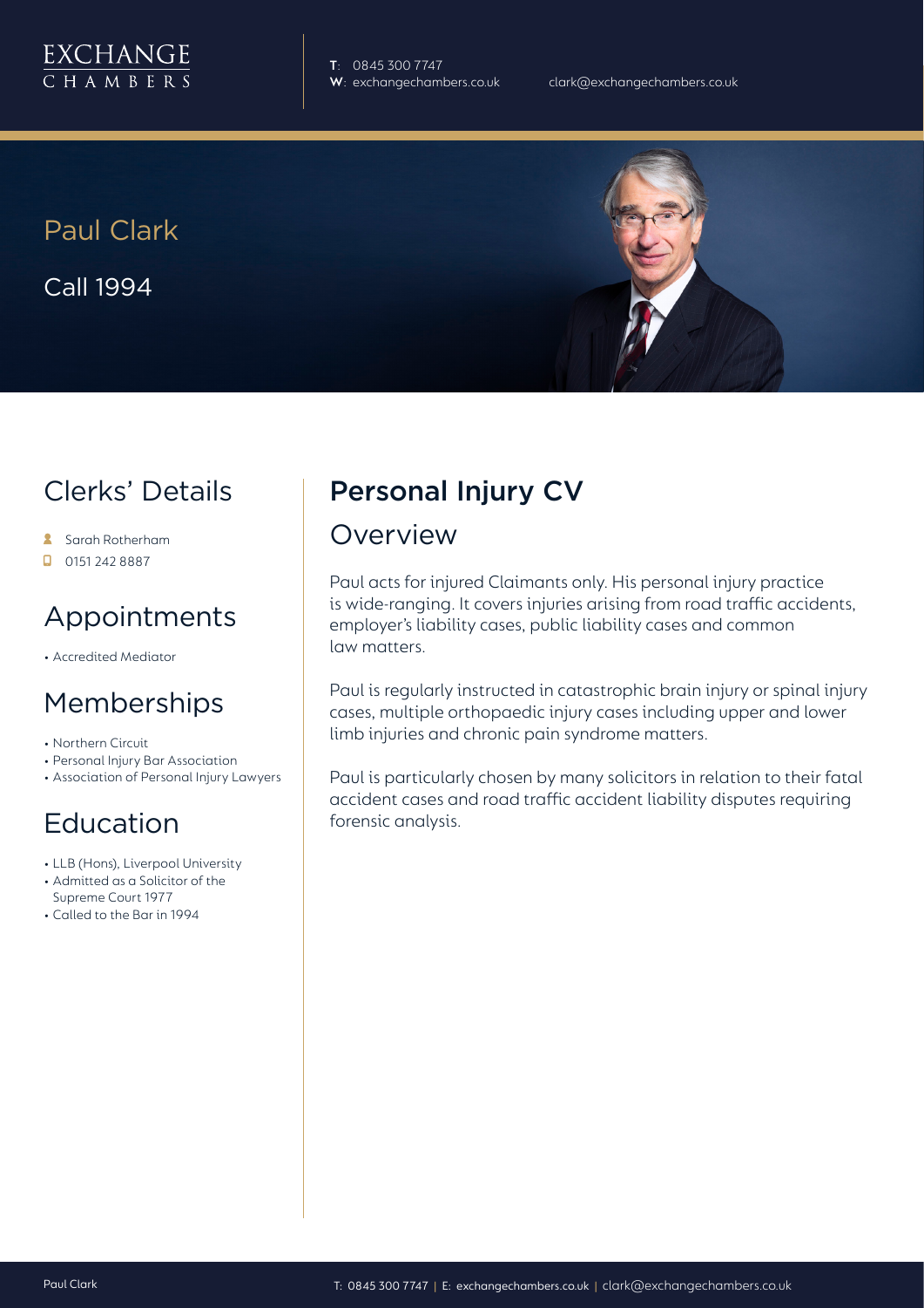EXCHANGE
CHAMBERS

**T**: 0845 300 7747
**W**: exchangechambers.co.uk

clark@exchangechambers.co.uk

# Paul Clark

Call 1994

## Clerks' Details

- Sarah Rotherham
- 0151 242 8887

## Appointments

- Accredited Mediator

## Memberships

- Northern Circuit
- Personal Injury Bar Association
- Association of Personal Injury Lawyers

## Education

- LLB (Hons), Liverpool University
- Admitted as a Solicitor of the Supreme Court 1977
- Called to the Bar in 1994

## Personal Injury CV

### Overview

Paul acts for injured Claimants only. His personal injury practice is wide-ranging. It covers injuries arising from road traffic accidents, employer's liability cases, public liability cases and common law matters.

Paul is regularly instructed in catastrophic brain injury or spinal injury cases, multiple orthopaedic injury cases including upper and lower limb injuries and chronic pain syndrome matters.

Paul is particularly chosen by many solicitors in relation to their fatal accident cases and road traffic accident liability disputes requiring forensic analysis.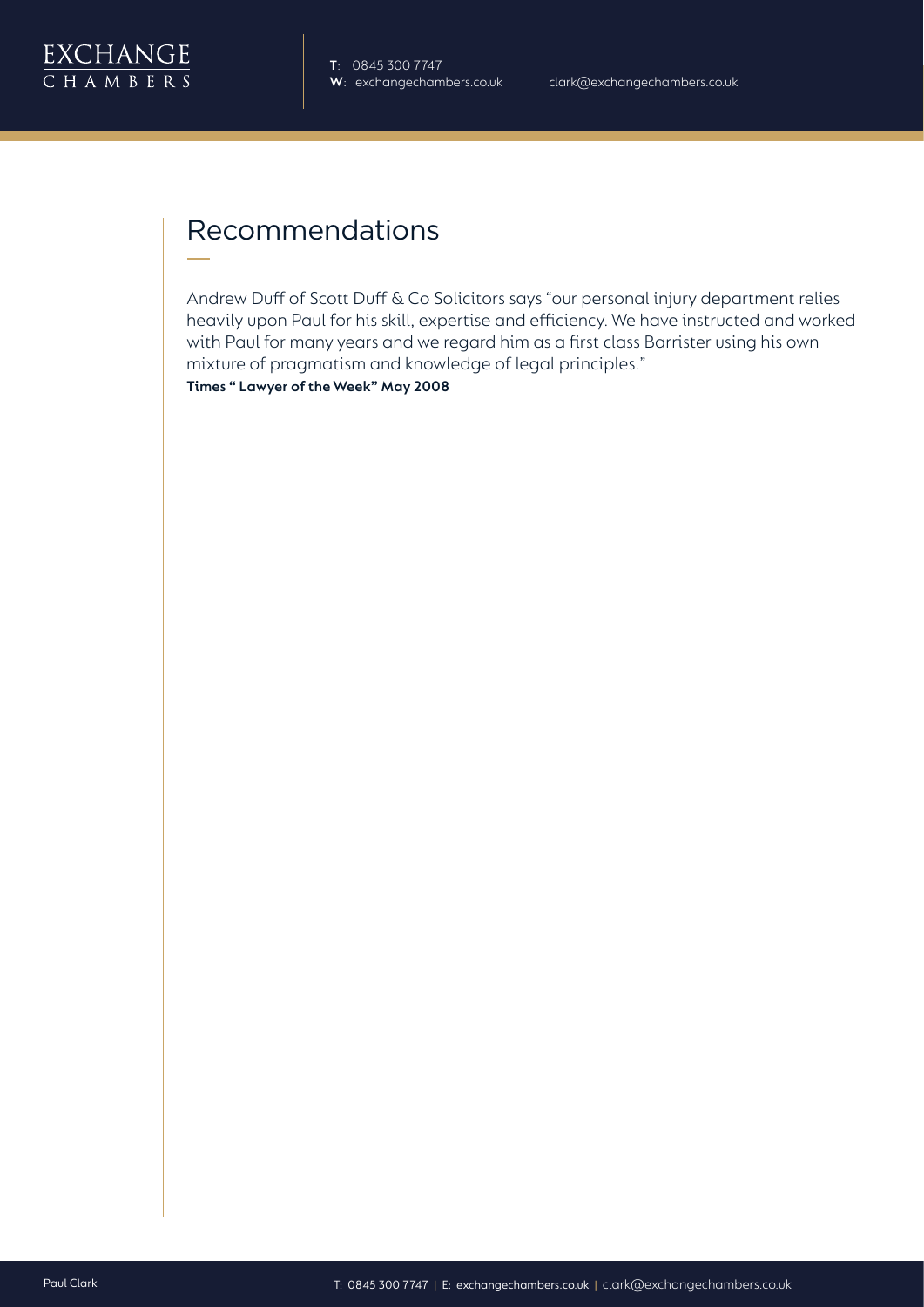## Recommendations

Andrew Duff of Scott Duff & Co Solicitors says “our personal injury department relies heavily upon Paul for his skill, expertise and efficiency. We have instructed and worked with Paul for many years and we regard him as a first class Barrister using his own mixture of pragmatism and knowledge of legal principles.”

**Times “ Lawyer of the Week” May 2008**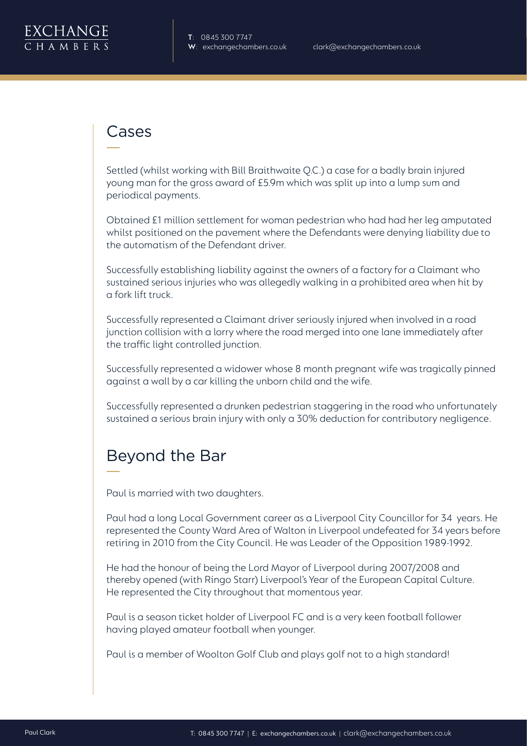## Cases

Settled (whilst working with Bill Braithwaite Q.C.) a case for a badly brain injured young man for the gross award of £5.9m which was split up into a lump sum and periodical payments.

Obtained £1 million settlement for woman pedestrian who had had her leg amputated whilst positioned on the pavement where the Defendants were denying liability due to the automatism of the Defendant driver.

Successfully establishing liability against the owners of a factory for a Claimant who sustained serious injuries who was allegedly walking in a prohibited area when hit by a fork lift truck.

Successfully represented a Claimant driver seriously injured when involved in a road junction collision with a lorry where the road merged into one lane immediately after the traffic light controlled junction.

Successfully represented a widower whose 8 month pregnant wife was tragically pinned against a wall by a car killing the unborn child and the wife.

Successfully represented a drunken pedestrian staggering in the road who unfortunately sustained a serious brain injury with only a 30% deduction for contributory negligence.

## Beyond the Bar

Paul is married with two daughters.

Paul had a long Local Government career as a Liverpool City Councillor for 34 years. He represented the County Ward Area of Walton in Liverpool undefeated for 34 years before retiring in 2010 from the City Council. He was Leader of the Opposition 1989-1992.

He had the honour of being the Lord Mayor of Liverpool during 2007/2008 and thereby opened (with Ringo Starr) Liverpool's Year of the European Capital Culture. He represented the City throughout that momentous year.

Paul is a season ticket holder of Liverpool FC and is a very keen football follower having played amateur football when younger.

Paul is a member of Woolton Golf Club and plays golf not to a high standard!